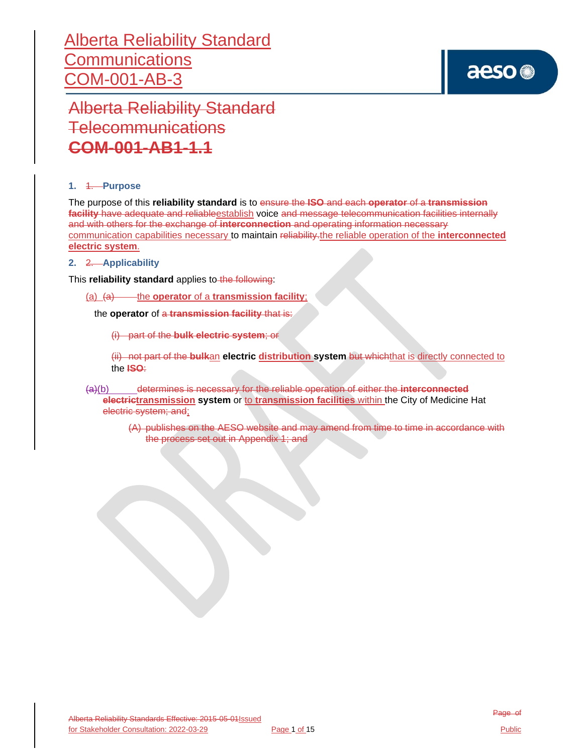# Alberta Reliability Standard
# Communications
# COM-001-AB-3

# Alberta Reliability Standard
# Telecommunications
# COM-001-AB1-1.1

## 1. Purpose

The purpose of this **reliability standard** is to ensure the **ISO** and each **operator** of a **transmission facility** have adequate and reliableestablish voice and message telecommunication facilities internally and with others for the exchange of **interconnection** and operating information necessary communication capabilities necessary to maintain reliability.the reliable operation of the **interconnected electric system**.

## 2. Applicability

This **reliability standard** applies to the following:

(a) (a) the **operator** of a **transmission facility**;

the **operator** of a **transmission facility** that is:

(i) part of the **bulk electric system**; or

(ii) not part of the **bulk**an **electric distribution system** but whichthat is directly connected to the **ISO**:

(a)(b) determines is necessary for the reliable operation of either the **interconnected electrictransmission system** or to **transmission facilities** within the City of Medicine Hat electric system; and;

(A) publishes on the AESO website and may amend from time to time in accordance with the process set out in Appendix 1; and

Alberta Reliability Standards Effective: 2015-05-01Issued for Stakeholder Consultation: 2022-03-29

Public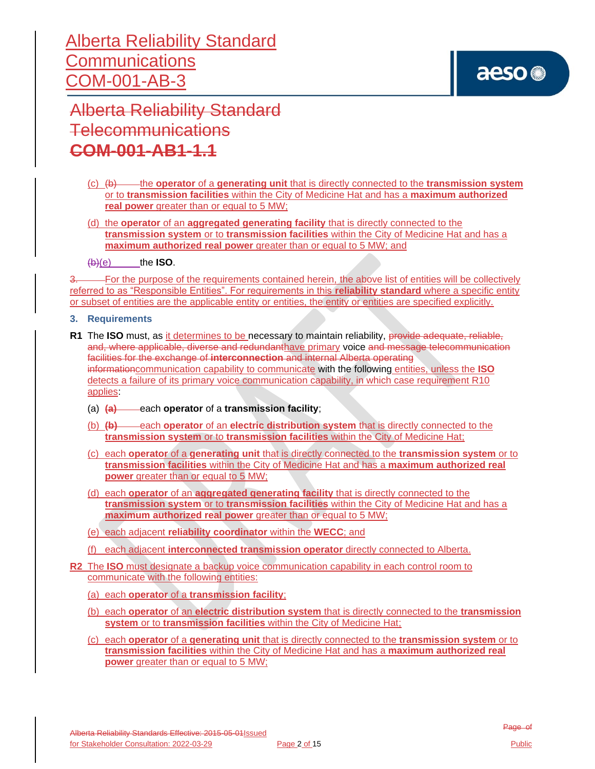(c) the **operator** of a **generating unit** that is directly connected to the **transmission system** or to **transmission facilities** within the City of Medicine Hat and has a **maximum authorized real power** greater than or equal to 5 MW;

(d) the **operator** of an **aggregated generating facility** that is directly connected to the **transmission system** or to **transmission facilities** within the City of Medicine Hat and has a **maximum authorized real power** greater than or equal to 5 MW; and

(e) the **ISO**.

For the purpose of the requirements contained herein, the above list of entities will be collectively referred to as "Responsible Entities". For requirements in this **reliability standard** where a specific entity or subset of entities are the applicable entity or entities, the entity or entities are specified explicitly.

## 3. Requirements

**R1** The **ISO** must, as it determines to be necessary to maintain reliability, have primary voice communication capability to communicate with the following entities, unless the **ISO** detects a failure of its primary voice communication capability, in which case requirement R10 applies:

(a) each **operator** of a **transmission facility**;

(b) each **operator** of an **electric distribution system** that is directly connected to the **transmission system** or to **transmission facilities** within the City of Medicine Hat;

(c) each **operator** of a **generating unit** that is directly connected to the **transmission system** or to **transmission facilities** within the City of Medicine Hat and has a **maximum authorized real power** greater than or equal to 5 MW;

(d) each **operator** of an **aggregated generating facility** that is directly connected to the **transmission system** or to **transmission facilities** within the City of Medicine Hat and has a **maximum authorized real power** greater than or equal to 5 MW;

(e) each adjacent **reliability coordinator** within the **WECC**; and

(f) each adjacent **interconnected transmission operator** directly connected to Alberta.

**R2** The **ISO** must designate a backup voice communication capability in each control room to communicate with the following entities:

(a) each **operator** of a **transmission facility**;

(b) each **operator** of an **electric distribution system** that is directly connected to the **transmission system** or to **transmission facilities** within the City of Medicine Hat;

(c) each **operator** of a **generating unit** that is directly connected to the **transmission system** or to **transmission facilities** within the City of Medicine Hat and has a **maximum authorized real power** greater than or equal to 5 MW;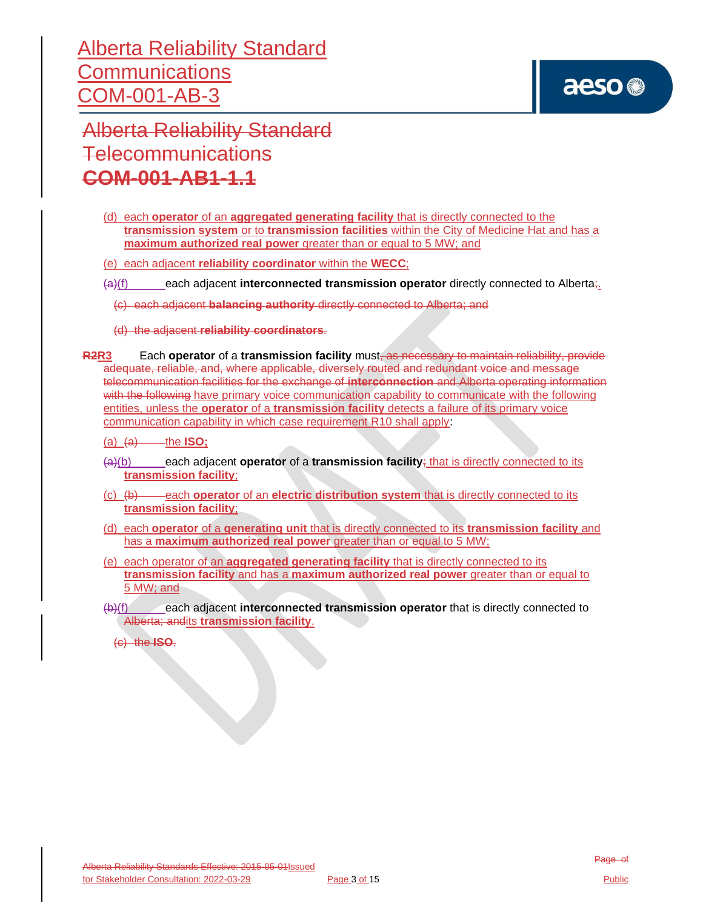(d) each **operator** of an **aggregated generating facility** that is directly connected to the **transmission system** or to **transmission facilities** within the City of Medicine Hat and has a **maximum authorized real power** greater than or equal to 5 MW; and

(e) each adjacent **reliability coordinator** within the **WECC**;

(a)(f) each adjacent **interconnected transmission operator** directly connected to Alberta;.

(c) each adjacent **balancing authority** directly connected to Alberta; and

(d) the adjacent **reliability coordinators**.

**R2R3** Each **operator** of a **transmission facility** must, as necessary to maintain reliability, provide adequate, reliable, and, where applicable, diversely routed and redundant voice and message telecommunication facilities for the exchange of **interconnection** and Alberta operating information with the following have primary voice communication capability to communicate with the following entities, unless the **operator** of a **transmission facility** detects a failure of its primary voice communication capability in which case requirement R10 shall apply:

(a) (a) the **ISO;**

(a)(b) each adjacent **operator** of a **transmission facility**, that is directly connected to its **transmission facility**;

(c) (b) each **operator** of an **electric distribution system** that is directly connected to its **transmission facility**;

(d) each **operator** of a **generating unit** that is directly connected to its **transmission facility** and has a **maximum authorized real power** greater than or equal to 5 MW;

(e) each operator of an **aggregated generating facility** that is directly connected to its **transmission facility** and has a **maximum authorized real power** greater than or equal to 5 MW; and

(b)(f) each adjacent **interconnected transmission operator** that is directly connected to Alberta; andits **transmission facility**.

(c) the **ISO**.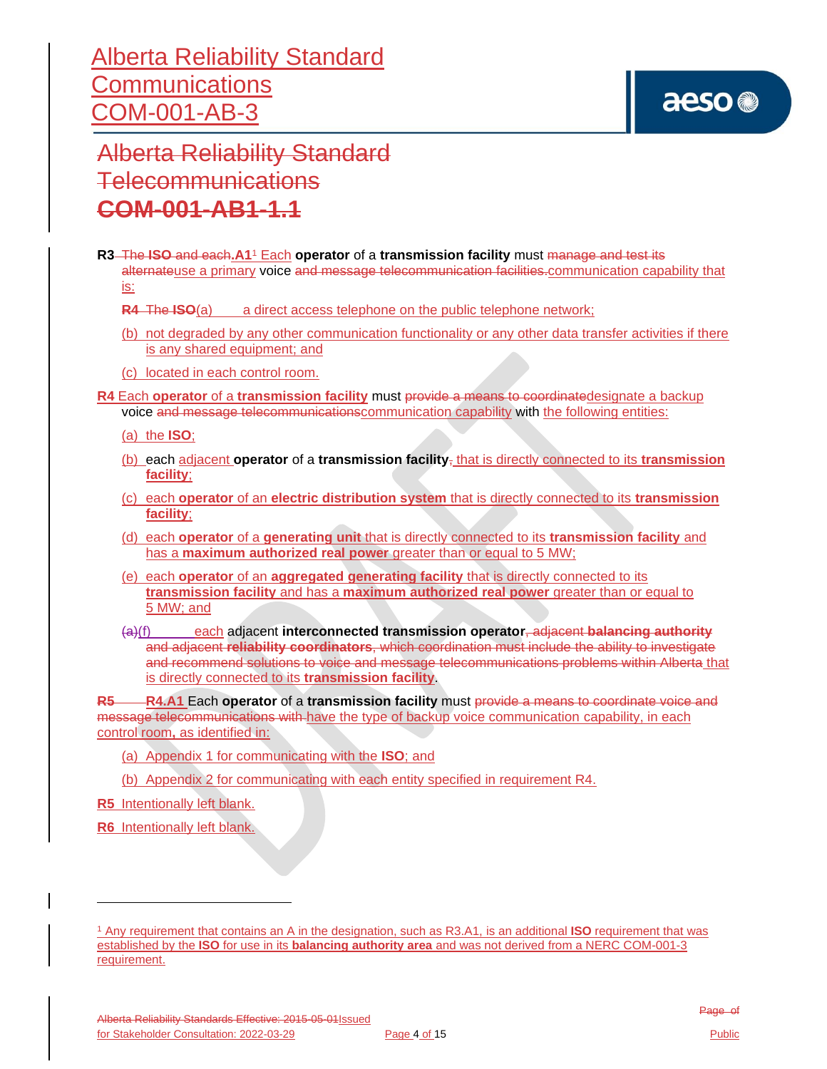R3 The **ISO** and each.**A1**[1] Each **operator** of a **transmission facility** must manage and test its alternateuse a primary voice and message telecommunication facilities.communication capability that is:

**R4** The **ISO**(a) a direct access telephone on the public telephone network;

(b) not degraded by any other communication functionality or any other data transfer activities if there is any shared equipment; and

(c) located in each control room.

**R4** Each **operator** of a **transmission facility** must provide a means to coordinatedesignate a backup voice and message telecommunicationscommunication capability with the following entities:

(a) the **ISO**;

(b) each adjacent **operator** of a **transmission facility**, that is directly connected to its **transmission facility**;

(c) each **operator** of an **electric distribution system** that is directly connected to its **transmission facility**;

(d) each **operator** of a **generating unit** that is directly connected to its **transmission facility** and has a **maximum authorized real power** greater than or equal to 5 MW;

(e) each **operator** of an **aggregated generating facility** that is directly connected to its **transmission facility** and has a **maximum authorized real power** greater than or equal to 5 MW; and

(a)(f) each adjacent **interconnected transmission operator**, adjacent **balancing authority** and adjacent **reliability coordinators**, which coordination must include the ability to investigate and recommend solutions to voice and message telecommunications problems within Alberta that is directly connected to its **transmission facility**.

**R5** **R4.A1** Each **operator** of a **transmission facility** must provide a means to coordinate voice and message telecommunications with have the type of backup voice communication capability, in each control room, as identified in:

(a) Appendix 1 for communicating with the **ISO**; and

(b) Appendix 2 for communicating with each entity specified in requirement R4.

**R5** Intentionally left blank.

**R6** Intentionally left blank.

---

[1] Any requirement that contains an A in the designation, such as R3.A1, is an additional **ISO** requirement that was established by the **ISO** for use in its **balancing authority area** and was not derived from a NERC COM-001-3 requirement.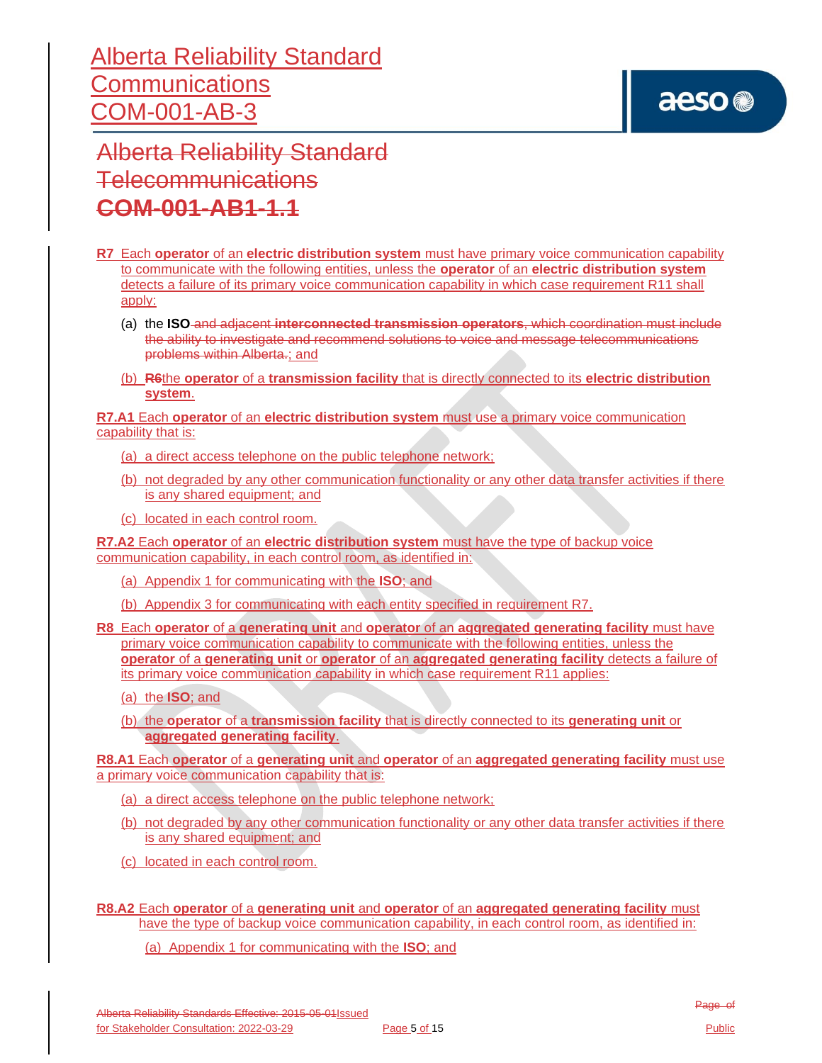# Alberta Reliability Standard
# Communications
# COM-001-AB-3

# Alberta Reliability Standard
# Telecommunications
# COM-001-AB1-1.1

**R7** Each **operator** of an **electric distribution system** must have primary voice communication capability to communicate with the following entities, unless the **operator** of an **electric distribution system** detects a failure of its primary voice communication capability in which case requirement R11 shall apply:

(a) the **ISO** and adjacent **interconnected transmission operators**, which coordination must include the ability to investigate and recommend solutions to voice and message telecommunications problems within Alberta.; and

(b) **R6**the **operator** of a **transmission facility** that is directly connected to its **electric distribution system**.

**R7.A1** Each **operator** of an **electric distribution system** must use a primary voice communication capability that is:

(a) a direct access telephone on the public telephone network;

(b) not degraded by any other communication functionality or any other data transfer activities if there is any shared equipment; and

(c) located in each control room.

**R7.A2** Each **operator** of an **electric distribution system** must have the type of backup voice communication capability, in each control room, as identified in:

(a) Appendix 1 for communicating with the **ISO**; and

(b) Appendix 3 for communicating with each entity specified in requirement R7.

**R8** Each **operator** of a **generating unit** and **operator** of an **aggregated generating facility** must have primary voice communication capability to communicate with the following entities, unless the **operator** of a **generating unit** or **operator** of an **aggregated generating facility** detects a failure of its primary voice communication capability in which case requirement R11 applies:

(a) the **ISO**; and

(b) the **operator** of a **transmission facility** that is directly connected to its **generating unit** or **aggregated generating facility**.

**R8.A1** Each **operator** of a **generating unit** and **operator** of an **aggregated generating facility** must use a primary voice communication capability that is:

(a) a direct access telephone on the public telephone network;

(b) not degraded by any other communication functionality or any other data transfer activities if there is any shared equipment; and

(c) located in each control room.

**R8.A2** Each **operator** of a **generating unit** and **operator** of an **aggregated generating facility** must have the type of backup voice communication capability, in each control room, as identified in:

(a) Appendix 1 for communicating with the **ISO**; and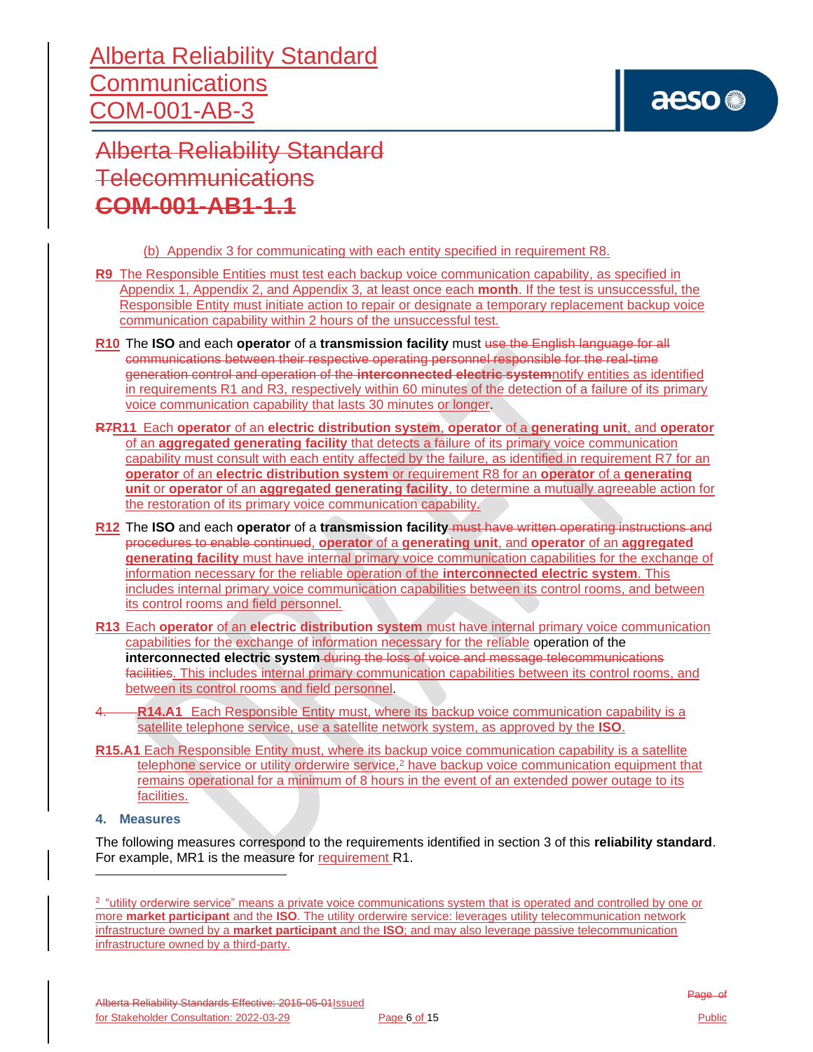(b) Appendix 3 for communicating with each entity specified in requirement R8.

**R9** The Responsible Entities must test each backup voice communication capability, as specified in Appendix 1, Appendix 2, and Appendix 3, at least once each **month**. If the test is unsuccessful, the Responsible Entity must initiate action to repair or designate a temporary replacement backup voice communication capability within 2 hours of the unsuccessful test.

**R10** The **ISO** and each **operator** of a **transmission facility** must use the English language for all communications between their respective operating personnel responsible for the real-time generation control and operation of the **interconnected electric system**notify entities as identified in requirements R1 and R3, respectively within 60 minutes of the detection of a failure of its primary voice communication capability that lasts 30 minutes or longer.

**R7R11** Each **operator** of an **electric distribution system**, **operator** of a **generating unit**, and **operator** of an **aggregated generating facility** that detects a failure of its primary voice communication capability must consult with each entity affected by the failure, as identified in requirement R7 for an **operator** of an **electric distribution system** or requirement R8 for an **operator** of a **generating unit** or **operator** of an **aggregated generating facility**, to determine a mutually agreeable action for the restoration of its primary voice communication capability.

**R12** The **ISO** and each **operator** of a **transmission facility** must have written operating instructions and procedures to enable continued, **operator** of a **generating unit**, and **operator** of an **aggregated generating facility** must have internal primary voice communication capabilities for the exchange of information necessary for the reliable operation of the **interconnected electric system**. This includes internal primary voice communication capabilities between its control rooms, and between its control rooms and field personnel.

**R13** Each **operator** of an **electric distribution system** must have internal primary voice communication capabilities for the exchange of information necessary for the reliable operation of the **interconnected electric system** during the loss of voice and message telecommunications facilities. This includes internal primary communication capabilities between its control rooms, and between its control rooms and field personnel.

4. **R14.A1** Each Responsible Entity must, where its backup voice communication capability is a satellite telephone service, use a satellite network system, as approved by the **ISO**.

**R15.A1** Each Responsible Entity must, where its backup voice communication capability is a satellite telephone service or utility orderwire service,[2] have backup voice communication equipment that remains operational for a minimum of 8 hours in the event of an extended power outage to its facilities.

## 4. Measures

The following measures correspond to the requirements identified in section 3 of this **reliability standard**. For example, MR1 is the measure for requirement R1.

---

[2] "utility orderwire service" means a private voice communications system that is operated and controlled by one or more **market participant** and the **ISO**. The utility orderwire service: leverages utility telecommunication network infrastructure owned by a **market participant** and the **ISO**; and may also leverage passive telecommunication infrastructure owned by a third-party.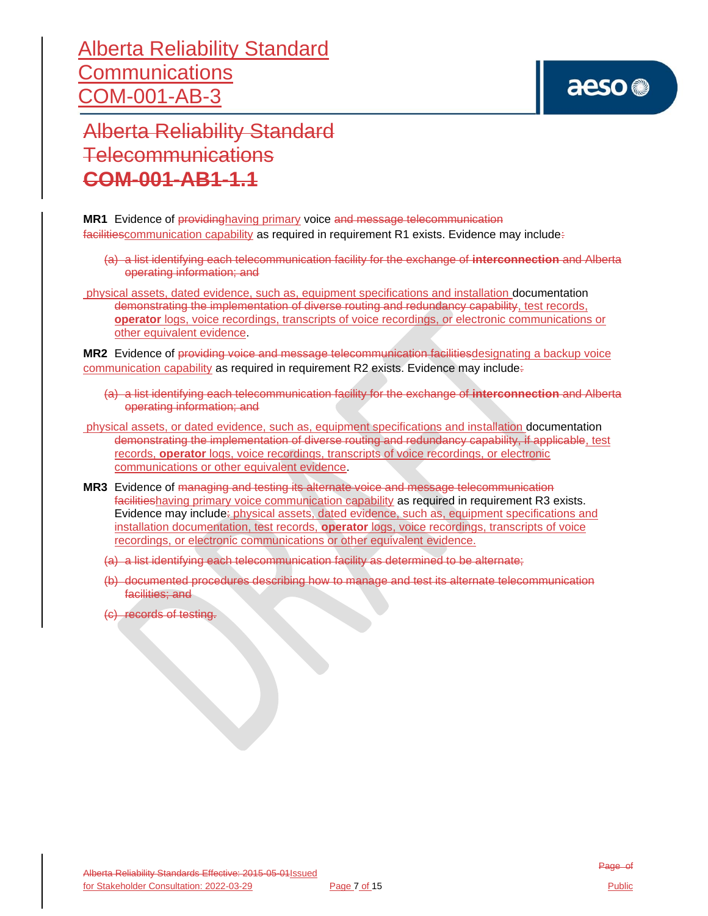**MR1** Evidence of ~~providing~~having primary voice ~~and message telecommunication facilities~~communication capability as required in requirement R1 exists. Evidence may include~~:~~

~~(a) a list identifying each telecommunication facility for the exchange of **interconnection** and Alberta operating information; and~~

physical assets, dated evidence, such as, equipment specifications and installation documentation ~~demonstrating the implementation of diverse routing and redundancy capability~~, test records, **operator** logs, voice recordings, transcripts of voice recordings, or electronic communications or other equivalent evidence.

**MR2** Evidence of ~~providing voice and message telecommunication facilities~~designating a backup voice communication capability as required in requirement R2 exists. Evidence may include~~:~~

~~(a) a list identifying each telecommunication facility for the exchange of **interconnection** and Alberta operating information; and~~

physical assets, or dated evidence, such as, equipment specifications and installation documentation ~~demonstrating the implementation of diverse routing and redundancy capability, if applicable~~, test records, **operator** logs, voice recordings, transcripts of voice recordings, or electronic communications or other equivalent evidence.

**MR3** Evidence of ~~managing and testing its alternate voice and message telecommunication facilities~~having primary voice communication capability as required in requirement R3 exists. Evidence may include~~:~~ physical assets, dated evidence, such as, equipment specifications and installation documentation, test records, **operator** logs, voice recordings, transcripts of voice recordings, or electronic communications or other equivalent evidence.

~~(a) a list identifying each telecommunication facility as determined to be alternate;~~

~~(b) documented procedures describing how to manage and test its alternate telecommunication facilities; and~~

~~(c) records of testing.~~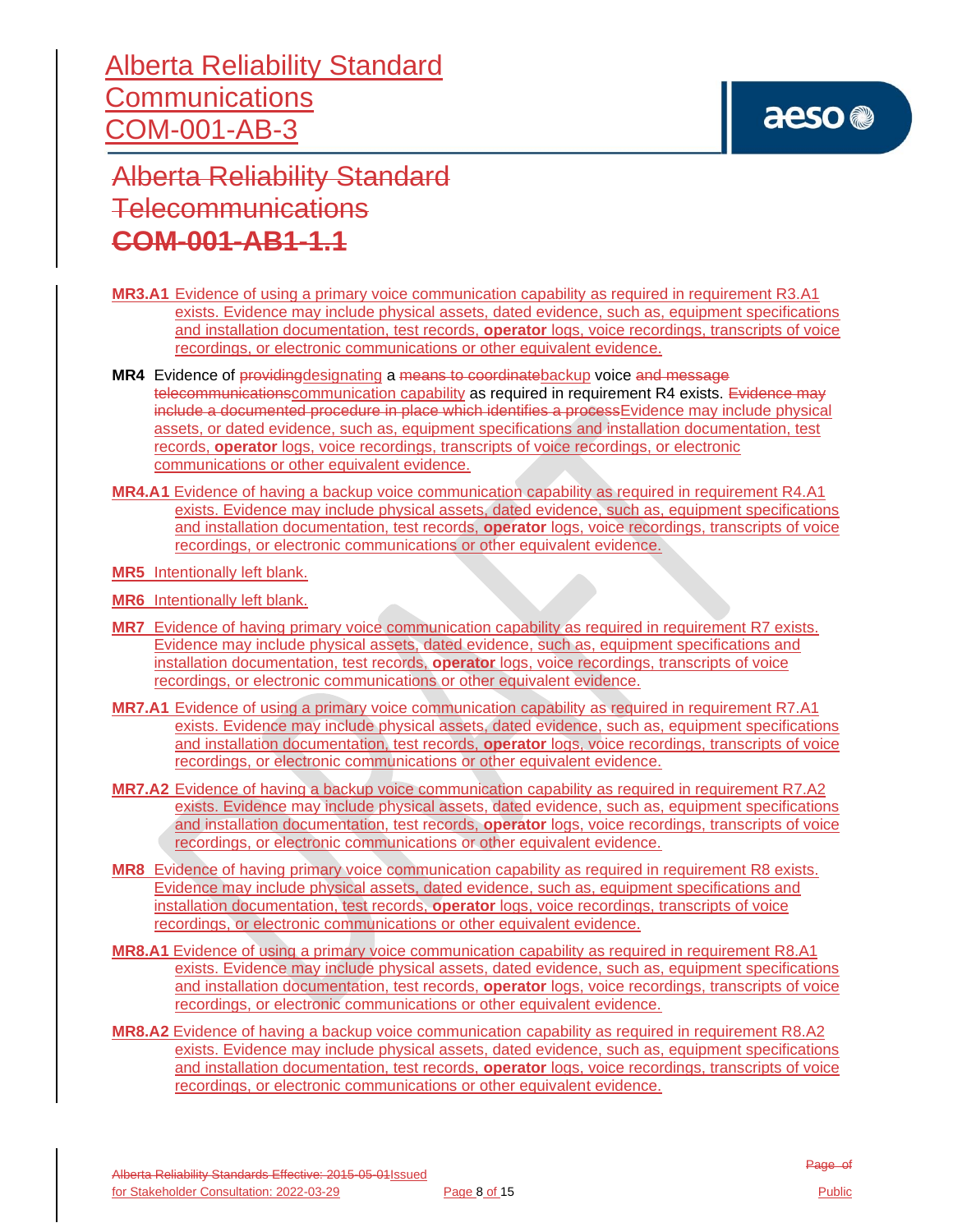**MR3.A1** Evidence of using a primary voice communication capability as required in requirement R3.A1 exists. Evidence may include physical assets, dated evidence, such as, equipment specifications and installation documentation, test records, **operator** logs, voice recordings, transcripts of voice recordings, or electronic communications or other equivalent evidence.

**MR4** Evidence of ~~providing~~designating a ~~means to coordinate~~backup voice ~~and message telecommunications~~communication capability as required in requirement R4 exists. ~~Evidence may include a documented procedure in place which identifies a process~~Evidence may include physical assets, or dated evidence, such as, equipment specifications and installation documentation, test records, **operator** logs, voice recordings, transcripts of voice recordings, or electronic communications or other equivalent evidence.

**MR4.A1** Evidence of having a backup voice communication capability as required in requirement R4.A1 exists. Evidence may include physical assets, dated evidence, such as, equipment specifications and installation documentation, test records, **operator** logs, voice recordings, transcripts of voice recordings, or electronic communications or other equivalent evidence.

**MR5** Intentionally left blank.

**MR6** Intentionally left blank.

**MR7** Evidence of having primary voice communication capability as required in requirement R7 exists. Evidence may include physical assets, dated evidence, such as, equipment specifications and installation documentation, test records, **operator** logs, voice recordings, transcripts of voice recordings, or electronic communications or other equivalent evidence.

**MR7.A1** Evidence of using a primary voice communication capability as required in requirement R7.A1 exists. Evidence may include physical assets, dated evidence, such as, equipment specifications and installation documentation, test records, **operator** logs, voice recordings, transcripts of voice recordings, or electronic communications or other equivalent evidence.

**MR7.A2** Evidence of having a backup voice communication capability as required in requirement R7.A2 exists. Evidence may include physical assets, dated evidence, such as, equipment specifications and installation documentation, test records, **operator** logs, voice recordings, transcripts of voice recordings, or electronic communications or other equivalent evidence.

**MR8** Evidence of having primary voice communication capability as required in requirement R8 exists. Evidence may include physical assets, dated evidence, such as, equipment specifications and installation documentation, test records, **operator** logs, voice recordings, transcripts of voice recordings, or electronic communications or other equivalent evidence.

**MR8.A1** Evidence of using a primary voice communication capability as required in requirement R8.A1 exists. Evidence may include physical assets, dated evidence, such as, equipment specifications and installation documentation, test records, **operator** logs, voice recordings, transcripts of voice recordings, or electronic communications or other equivalent evidence.

**MR8.A2** Evidence of having a backup voice communication capability as required in requirement R8.A2 exists. Evidence may include physical assets, dated evidence, such as, equipment specifications and installation documentation, test records, **operator** logs, voice recordings, transcripts of voice recordings, or electronic communications or other equivalent evidence.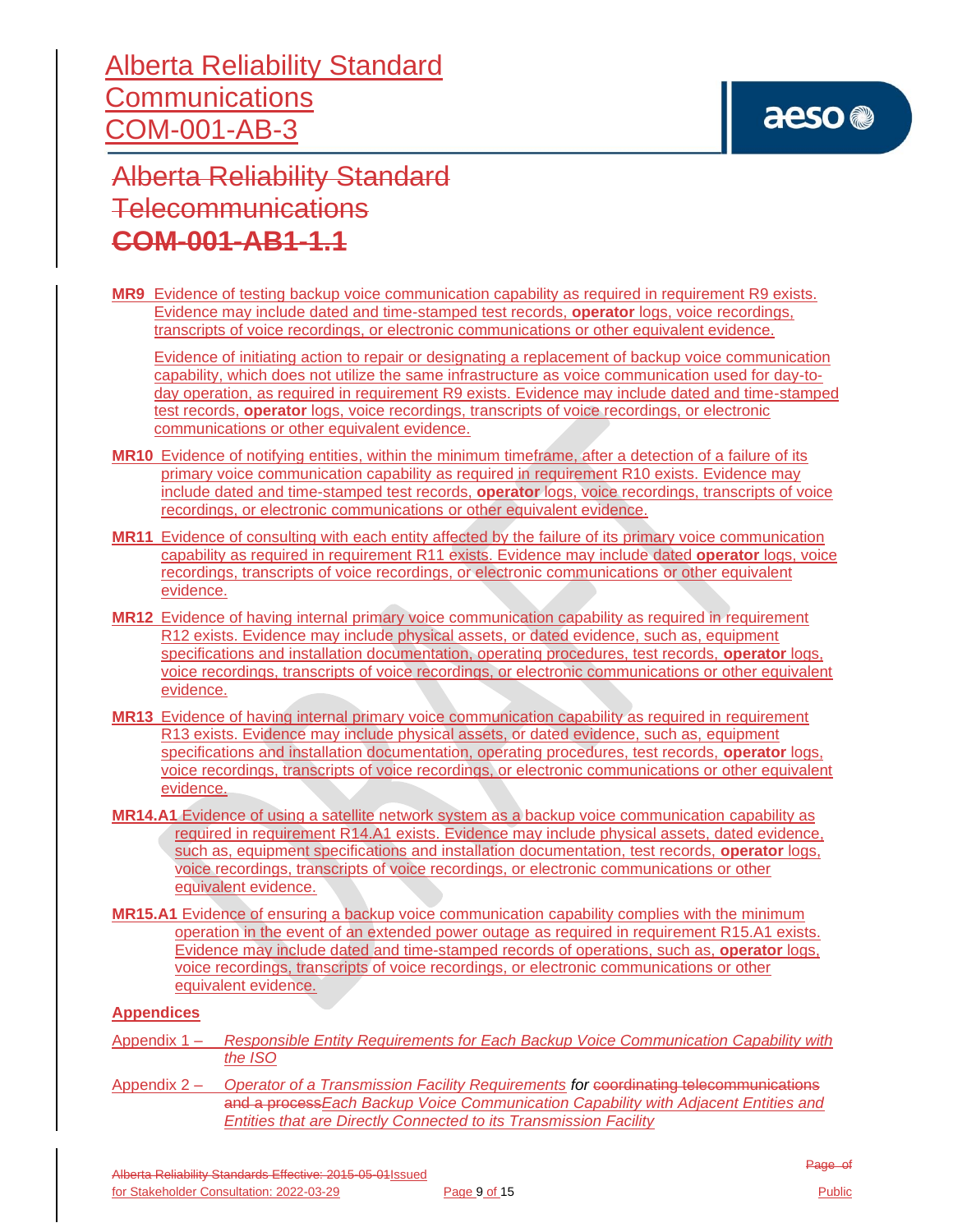**MR9** Evidence of testing backup voice communication capability as required in requirement R9 exists. Evidence may include dated and time-stamped test records, **operator** logs, voice recordings, transcripts of voice recordings, or electronic communications or other equivalent evidence.

Evidence of initiating action to repair or designating a replacement of backup voice communication capability, which does not utilize the same infrastructure as voice communication used for day-to-day operation, as required in requirement R9 exists. Evidence may include dated and time-stamped test records, **operator** logs, voice recordings, transcripts of voice recordings, or electronic communications or other equivalent evidence.

**MR10** Evidence of notifying entities, within the minimum timeframe, after a detection of a failure of its primary voice communication capability as required in requirement R10 exists. Evidence may include dated and time-stamped test records, **operator** logs, voice recordings, transcripts of voice recordings, or electronic communications or other equivalent evidence.

**MR11** Evidence of consulting with each entity affected by the failure of its primary voice communication capability as required in requirement R11 exists. Evidence may include dated **operator** logs, voice recordings, transcripts of voice recordings, or electronic communications or other equivalent evidence.

**MR12** Evidence of having internal primary voice communication capability as required in requirement R12 exists. Evidence may include physical assets, or dated evidence, such as, equipment specifications and installation documentation, operating procedures, test records, **operator** logs, voice recordings, transcripts of voice recordings, or electronic communications or other equivalent evidence.

**MR13** Evidence of having internal primary voice communication capability as required in requirement R13 exists. Evidence may include physical assets, or dated evidence, such as, equipment specifications and installation documentation, operating procedures, test records, **operator** logs, voice recordings, transcripts of voice recordings, or electronic communications or other equivalent evidence.

**MR14.A1** Evidence of using a satellite network system as a backup voice communication capability as required in requirement R14.A1 exists. Evidence may include physical assets, dated evidence, such as, equipment specifications and installation documentation, test records, **operator** logs, voice recordings, transcripts of voice recordings, or electronic communications or other equivalent evidence.

**MR15.A1** Evidence of ensuring a backup voice communication capability complies with the minimum operation in the event of an extended power outage as required in requirement R15.A1 exists. Evidence may include dated and time-stamped records of operations, such as, **operator** logs, voice recordings, transcripts of voice recordings, or electronic communications or other equivalent evidence.

## Appendices

Appendix 1 – *Responsible Entity Requirements for Each Backup Voice Communication Capability with the ISO*

Appendix 2 – *Operator of a Transmission Facility Requirements for Each Backup Voice Communication Capability with Adjacent Entities and Entities that are Directly Connected to its Transmission Facility*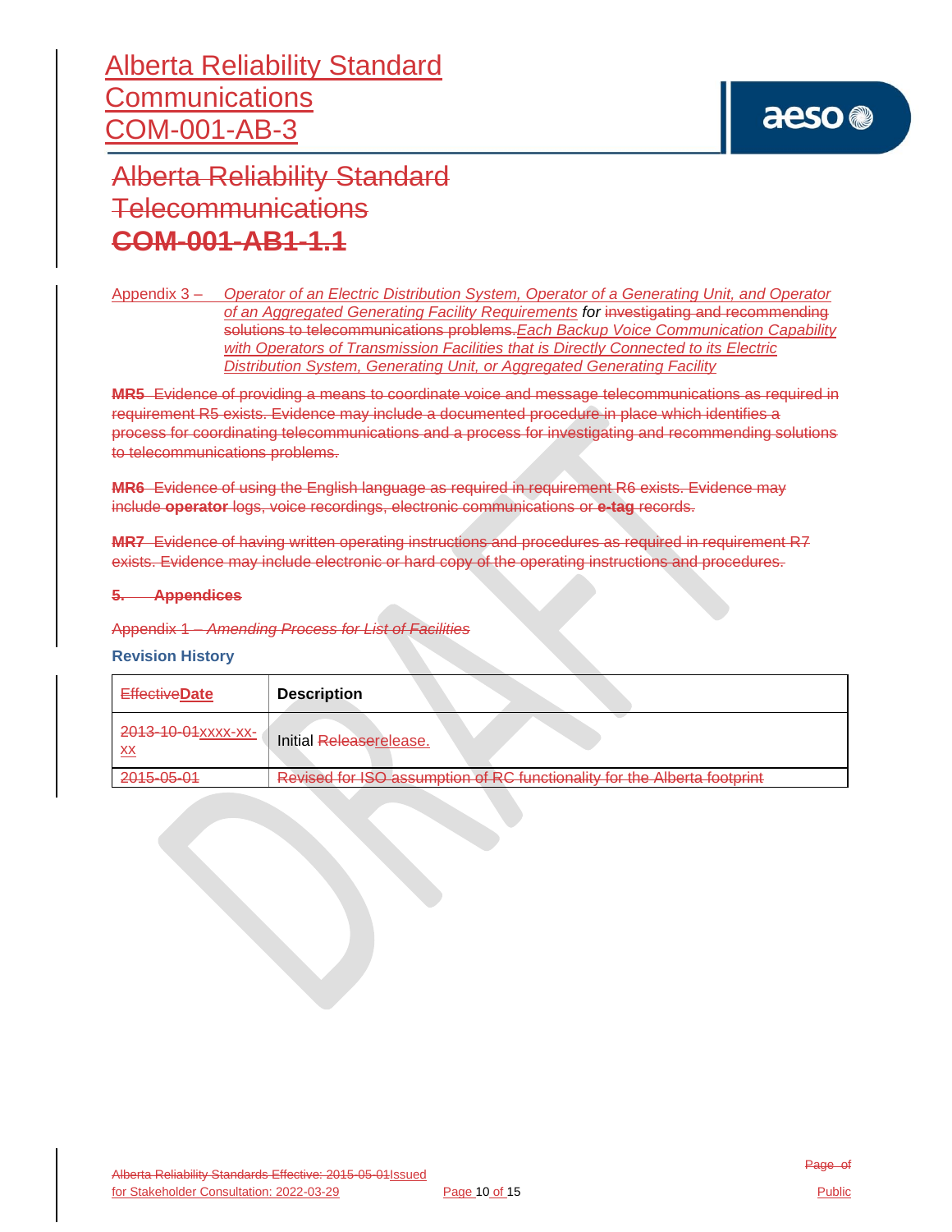Appendix 3 – *Operator of an Electric Distribution System, Operator of a Generating Unit, and Operator of an Aggregated Generating Facility Requirements for investigating and recommending solutions to telecommunications problems.Each Backup Voice Communication Capability with Operators of Transmission Facilities that is Directly Connected to its Electric Distribution System, Generating Unit, or Aggregated Generating Facility*

**MR5** Evidence of providing a means to coordinate voice and message telecommunications as required in requirement R5 exists. Evidence may include a documented procedure in place which identifies a process for coordinating telecommunications and a process for investigating and recommending solutions to telecommunications problems.

**MR6** Evidence of using the English language as required in requirement R6 exists. Evidence may include **operator** logs, voice recordings, electronic communications or **e-tag** records.

**MR7** Evidence of having written operating instructions and procedures as required in requirement R7 exists. Evidence may include electronic or hard copy of the operating instructions and procedures.

**5. Appendices**

Appendix 1 – *Amending Process for List of Facilities*

**Revision History**

| EffectiveDate | Description |
|---|---|
| 2013-10-01xxxx-xx-xx | Initial Releaserelease. |
| 2015-05-01 | Revised for ISO assumption of RC functionality for the Alberta footprint |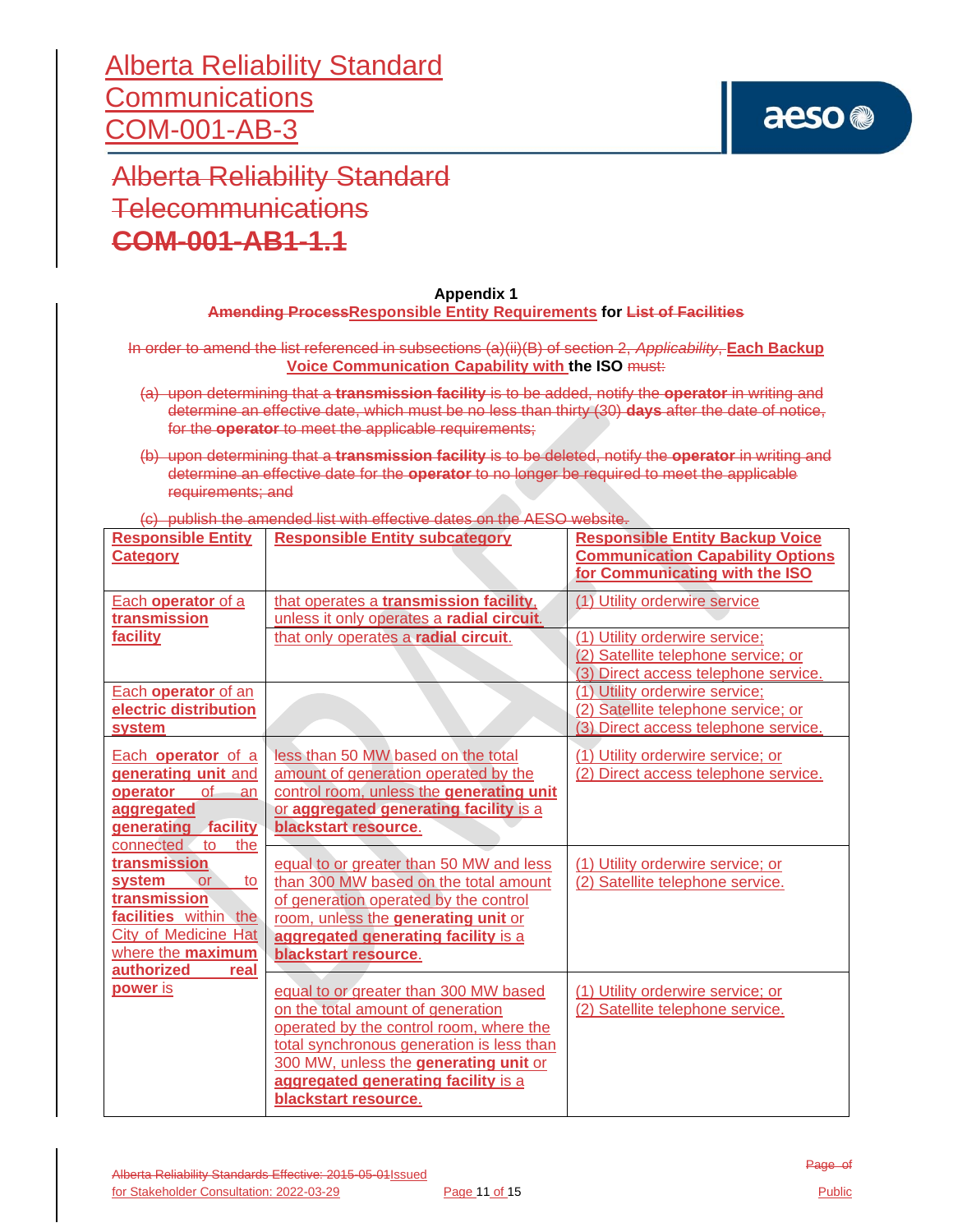# Alberta Reliability Standard
# Communications
# COM-001-AB-3

# ~~Alberta Reliability Standard~~
# ~~Telecommunications~~
# ~~COM-001-AB1-1.1~~

**Appendix 1**

**~~Amending Process~~Responsible Entity Requirements for ~~List of Facilities~~**

~~In order to amend the list referenced in subsections (a)(ii)(B) of section 2, *Applicability*,~~ **Each Backup Voice Communication Capability with the ISO** ~~must:~~

~~(a) upon determining that a **transmission facility** is to be added, notify the **operator** in writing and determine an effective date, which must be no less than thirty (30) **days** after the date of notice, for the **operator** to meet the applicable requirements;~~

~~(b) upon determining that a **transmission facility** is to be deleted, notify the **operator** in writing and determine an effective date for the **operator** to no longer be required to meet the applicable requirements; and~~

~~(c) publish the amended list with effective dates on the AESO website.~~

| **Responsible Entity Category** | **Responsible Entity subcategory** | **Responsible Entity Backup Voice Communication Capability Options for Communicating with the ISO** |
|---|---|---|
| Each **operator** of a **transmission facility** | that operates a **transmission facility**, unless it only operates a **radial circuit**. | (1) Utility orderwire service |
| | that only operates a **radial circuit**. | (1) Utility orderwire service; (2) Satellite telephone service; or (3) Direct access telephone service. |
| Each **operator** of an **electric distribution system** | | (1) Utility orderwire service; (2) Satellite telephone service; or (3) Direct access telephone service. |
| Each **operator** of a **generating unit** and **operator** of an **aggregated generating facility** connected to the **transmission system** or to **transmission facilities** within the City of Medicine Hat where the **maximum authorized real power** is | less than 50 MW based on the total amount of generation operated by the control room, unless the **generating unit** or **aggregated generating facility** is a **blackstart resource**. | (1) Utility orderwire service; or (2) Direct access telephone service. |
| | equal to or greater than 50 MW and less than 300 MW based on the total amount of generation operated by the control room, unless the **generating unit** or **aggregated generating facility** is a **blackstart resource**. | (1) Utility orderwire service; or (2) Satellite telephone service. |
| | equal to or greater than 300 MW based on the total amount of generation operated by the control room, where the total synchronous generation is less than 300 MW, unless the **generating unit** or **aggregated generating facility** is a **blackstart resource**. | (1) Utility orderwire service; or (2) Satellite telephone service. |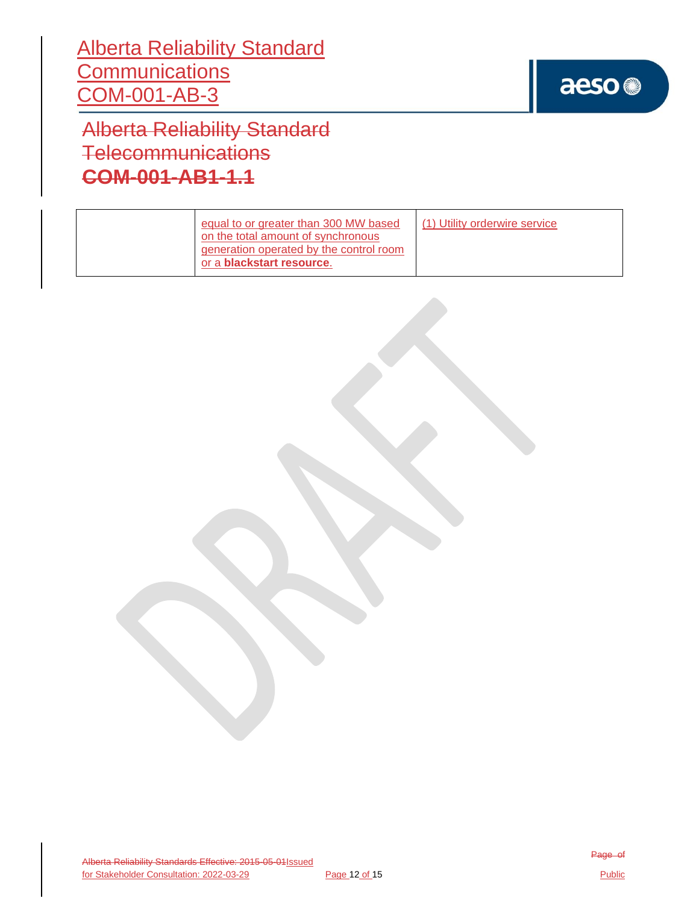| | equal to or greater than 300 MW based on the total amount of synchronous generation operated by the control room or a **blackstart resource**. | (1) Utility orderwire service |
|---|---|---|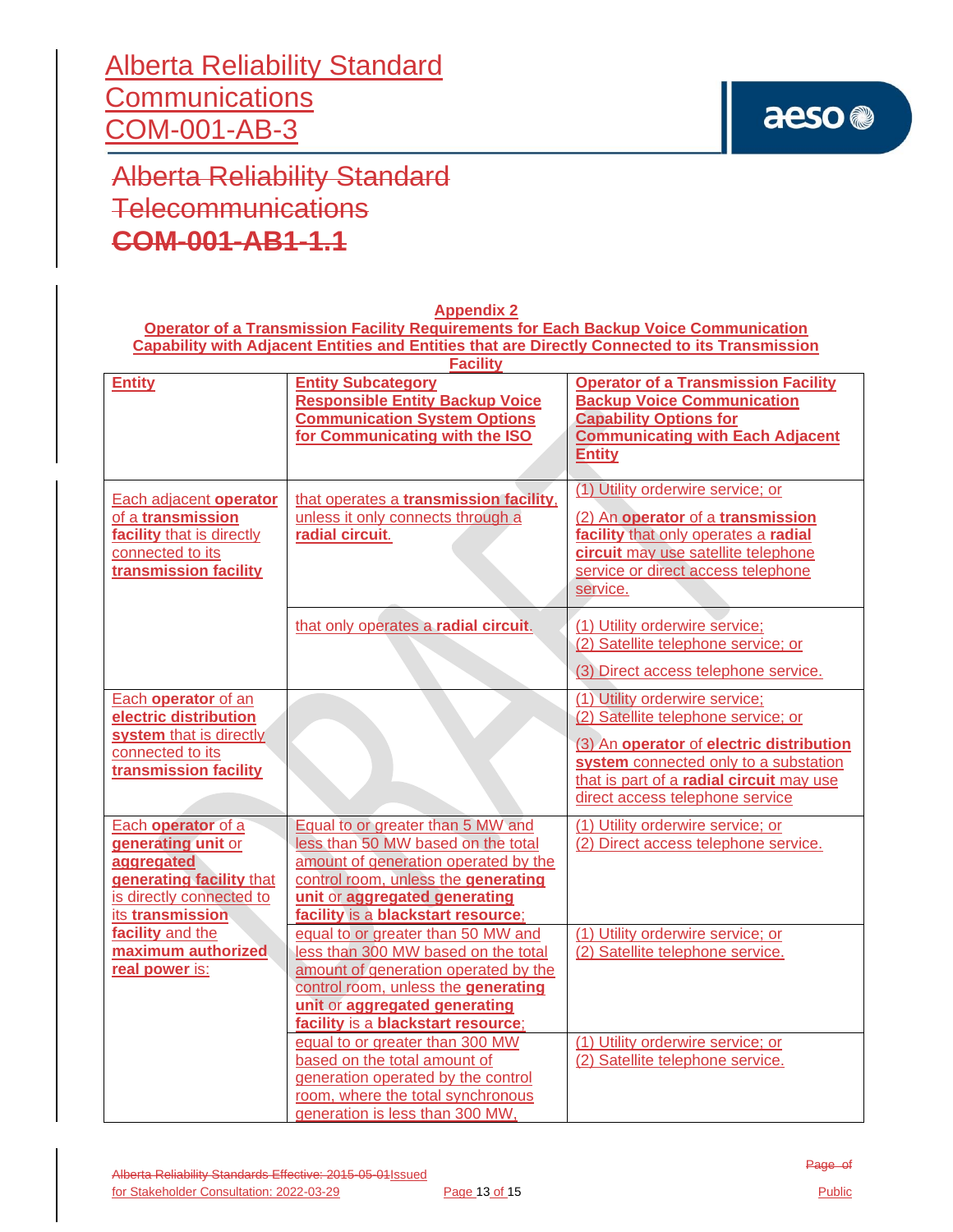## Appendix 2

### Operator of a Transmission Facility Requirements for Each Backup Voice Communication Capability with Adjacent Entities and Entities that are Directly Connected to its Transmission Facility

| Entity | Entity Subcategory Responsible Entity Backup Voice Communication System Options for Communicating with the ISO | Operator of a Transmission Facility Backup Voice Communication Capability Options for Communicating with Each Adjacent Entity |
|---|---|---|
| Each adjacent **operator** of a **transmission facility** that is directly connected to its **transmission facility** | that operates a **transmission facility**, unless it only connects through a **radial circuit**. | (1) Utility orderwire service; or<br><br>(2) An **operator** of a **transmission facility** that only operates a **radial circuit** may use satellite telephone service or direct access telephone service. |
| | that only operates a **radial circuit**. | (1) Utility orderwire service;<br>(2) Satellite telephone service; or<br><br>(3) Direct access telephone service. |
| Each **operator** of an **electric distribution system** that is directly connected to its **transmission facility** | | (1) Utility orderwire service;<br>(2) Satellite telephone service; or<br><br>(3) An **operator** of **electric distribution system** connected only to a substation that is part of a **radial circuit** may use direct access telephone service |
| Each **operator** of a **generating unit** or **aggregated generating facility** that is directly connected to its **transmission facility** and the **maximum authorized real power** is: | Equal to or greater than 5 MW and less than 50 MW based on the total amount of generation operated by the control room, unless the **generating unit** or **aggregated generating facility** is a **blackstart resource**; | (1) Utility orderwire service; or<br>(2) Direct access telephone service. |
| | equal to or greater than 50 MW and less than 300 MW based on the total amount of generation operated by the control room, unless the **generating unit** or **aggregated generating facility** is a **blackstart resource**; | (1) Utility orderwire service; or<br>(2) Satellite telephone service. |
| | equal to or greater than 300 MW based on the total amount of generation operated by the control room, where the total synchronous generation is less than 300 MW, | (1) Utility orderwire service; or<br>(2) Satellite telephone service. |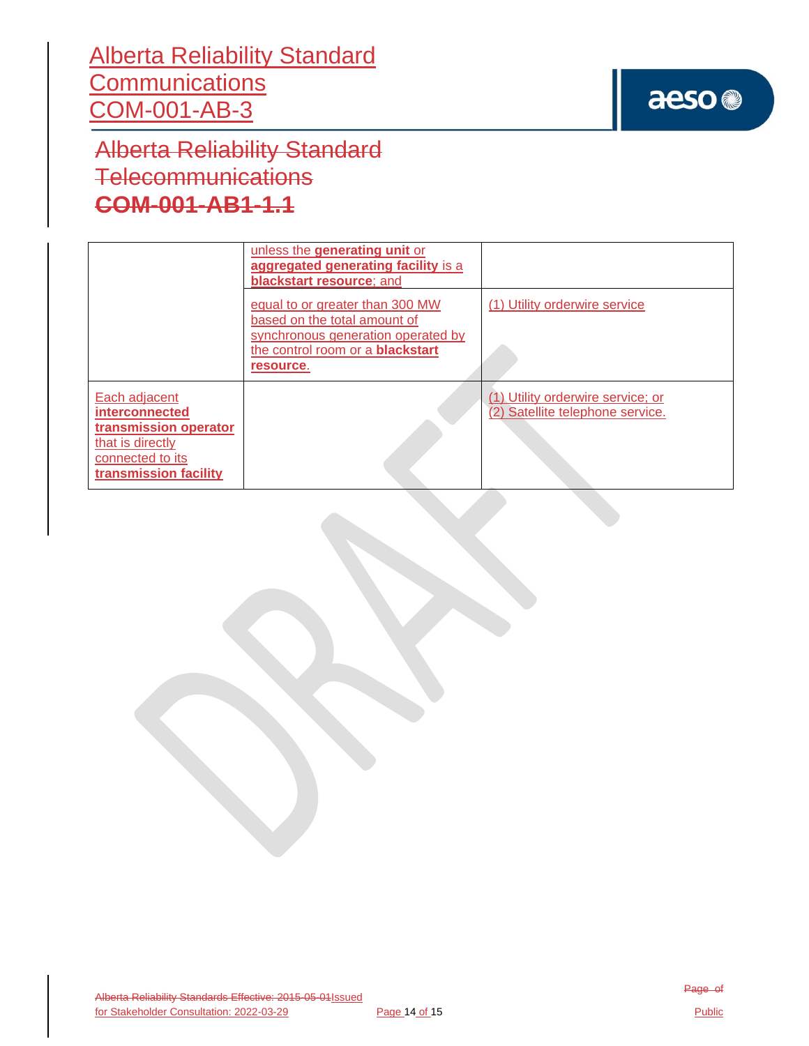| | | |
|---|---|---|
| | unless the **generating unit** or **aggregated generating facility** is a **blackstart resource**; and | |
| | equal to or greater than 300 MW based on the total amount of synchronous generation operated by the control room or a **blackstart resource**. | (1) Utility orderwire service |
| Each adjacent **interconnected transmission operator** that is directly connected to its **transmission facility** | | (1) Utility orderwire service; or<br>(2) Satellite telephone service. |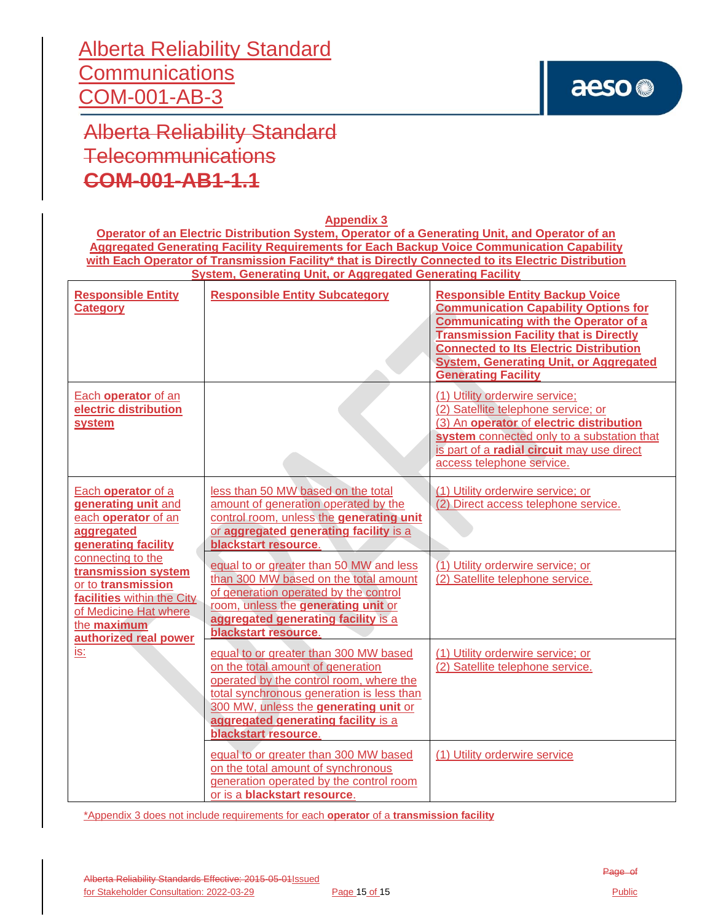Alberta Reliability Standard
Communications
COM-001-AB-3

~~Alberta Reliability Standard~~
~~Telecommunications~~
~~COM-001-AB1-1.1~~

**Appendix 3**

**Operator of an Electric Distribution System, Operator of a Generating Unit, and Operator of an Aggregated Generating Facility Requirements for Each Backup Voice Communication Capability with Each Operator of Transmission Facility* that is Directly Connected to its Electric Distribution System, Generating Unit, or Aggregated Generating Facility**

| Responsible Entity Category | Responsible Entity Subcategory | Responsible Entity Backup Voice Communication Capability Options for Communicating with the Operator of a Transmission Facility that is Directly Connected to Its Electric Distribution System, Generating Unit, or Aggregated Generating Facility |
|---|---|---|
| Each **operator** of an **electric distribution system** | | (1) Utility orderwire service;<br>(2) Satellite telephone service; or<br>(3) An **operator** of **electric distribution system** connected only to a substation that is part of a **radial circuit** may use direct access telephone service. |
| Each **operator** of a **generating unit** and each **operator** of an **aggregated generating facility** connecting to the **transmission system** or to **transmission facilities** within the City of Medicine Hat where the **maximum authorized real power** is: | less than 50 MW based on the total amount of generation operated by the control room, unless the **generating unit** or **aggregated generating facility** is a **blackstart resource**. | (1) Utility orderwire service; or<br>(2) Direct access telephone service. |
| | equal to or greater than 50 MW and less than 300 MW based on the total amount of generation operated by the control room, unless the **generating unit** or **aggregated generating facility** is a **blackstart resource**. | (1) Utility orderwire service; or<br>(2) Satellite telephone service. |
| | equal to or greater than 300 MW based on the total amount of generation operated by the control room, where the total synchronous generation is less than 300 MW, unless the **generating unit** or **aggregated generating facility** is a **blackstart resource**. | (1) Utility orderwire service; or<br>(2) Satellite telephone service. |
| | equal to or greater than 300 MW based on the total amount of synchronous generation operated by the control room or is a **blackstart resource**. | (1) Utility orderwire service |

*Appendix 3 does not include requirements for each **operator** of a **transmission facility**

~~Alberta Reliability Standards Effective: 2015-05-01~~Issued for Stakeholder Consultation: 2022-03-29

Public